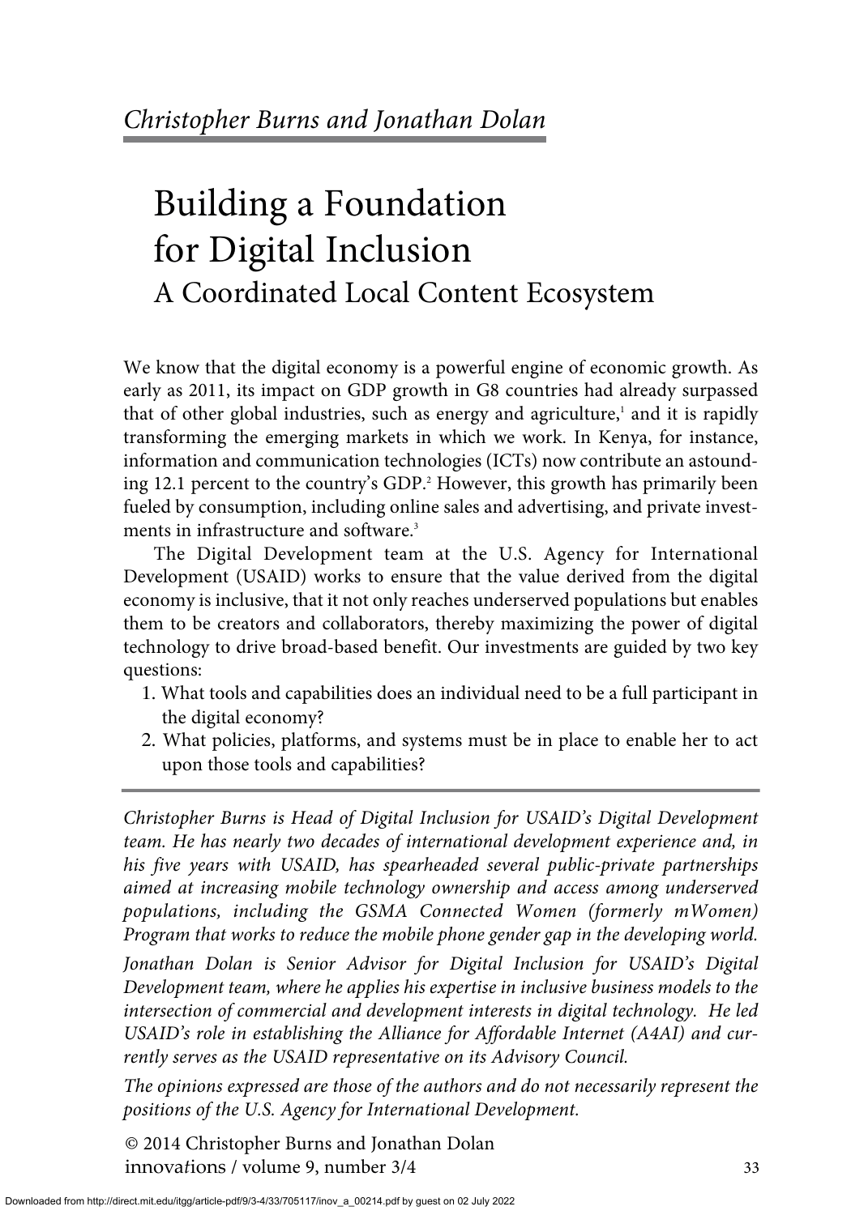*Christopher Burns and Jonathan Dolan*

# Building a Foundation for Digital Inclusion

## A Coordinated Local Content Ecosystem

We know that the digital economy is a powerful engine of economic growth. As early as 2011, its impact on GDP growth in G8 countries had already surpassed that of other global industries, such as energy and agriculture,[1] and it is rapidly transforming the emerging markets in which we work. In Kenya, for instance, information and communication technologies (ICTs) now contribute an astounding 12.1 percent to the country's GDP.[2] However, this growth has primarily been fueled by consumption, including online sales and advertising, and private investments in infrastructure and software.[3]

The Digital Development team at the U.S. Agency for International Development (USAID) works to ensure that the value derived from the digital economy is inclusive, that it not only reaches underserved populations but enables them to be creators and collaborators, thereby maximizing the power of digital technology to drive broad-based benefit. Our investments are guided by two key questions:

1. What tools and capabilities does an individual need to be a full participant in the digital economy?
2. What policies, platforms, and systems must be in place to enable her to act upon those tools and capabilities?

---

*Christopher Burns is Head of Digital Inclusion for USAID's Digital Development team. He has nearly two decades of international development experience and, in his five years with USAID, has spearheaded several public-private partnerships aimed at increasing mobile technology ownership and access among underserved populations, including the GSMA Connected Women (formerly mWomen) Program that works to reduce the mobile phone gender gap in the developing world.*

*Jonathan Dolan is Senior Advisor for Digital Inclusion for USAID's Digital Development team, where he applies his expertise in inclusive business models to the intersection of commercial and development interests in digital technology. He led USAID's role in establishing the Alliance for Affordable Internet (A4AI) and currently serves as the USAID representative on its Advisory Council.*

*The opinions expressed are those of the authors and do not necessarily represent the positions of the U.S. Agency for International Development.*

© 2014 Christopher Burns and Jonathan Dolan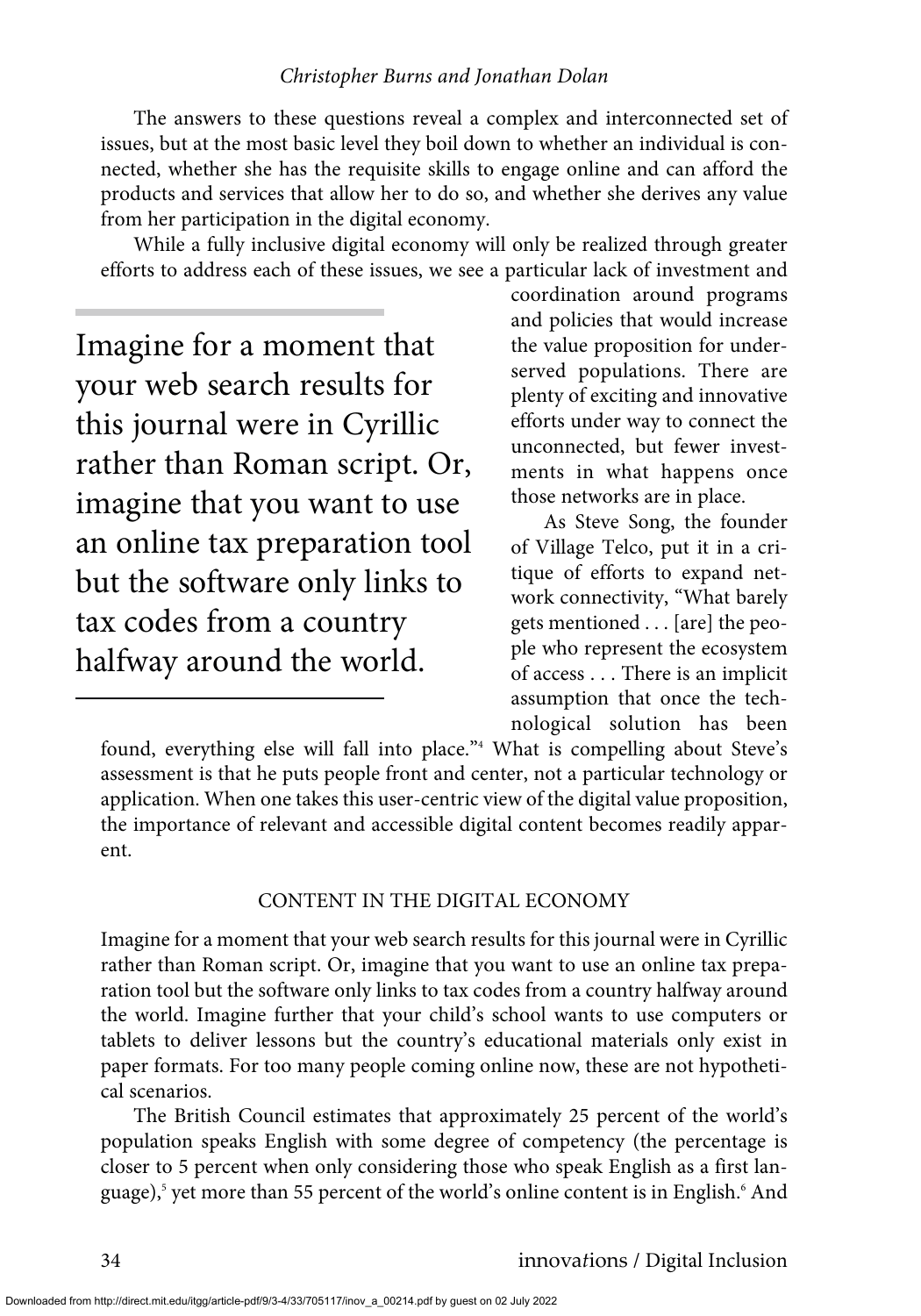The answers to these questions reveal a complex and interconnected set of issues, but at the most basic level they boil down to whether an individual is connected, whether she has the requisite skills to engage online and can afford the products and services that allow her to do so, and whether she derives any value from her participation in the digital economy.

While a fully inclusive digital economy will only be realized through greater efforts to address each of these issues, we see a particular lack of investment and coordination around programs and policies that would increase the value proposition for underserved populations. There are plenty of exciting and innovative efforts under way to connect the unconnected, but fewer investments in what happens once those networks are in place.

As Steve Song, the founder of Village Telco, put it in a critique of efforts to expand network connectivity, "What barely gets mentioned . . . [are] the people who represent the ecosystem of access . . . There is an implicit assumption that once the technological solution has been found, everything else will fall into place."[4] What is compelling about Steve's assessment is that he puts people front and center, not a particular technology or application. When one takes this user-centric view of the digital value proposition, the importance of relevant and accessible digital content becomes readily apparent.

> Imagine for a moment that your web search results for this journal were in Cyrillic rather than Roman script. Or, imagine that you want to use an online tax preparation tool but the software only links to tax codes from a country halfway around the world.

## CONTENT IN THE DIGITAL ECONOMY

Imagine for a moment that your web search results for this journal were in Cyrillic rather than Roman script. Or, imagine that you want to use an online tax preparation tool but the software only links to tax codes from a country halfway around the world. Imagine further that your child's school wants to use computers or tablets to deliver lessons but the country's educational materials only exist in paper formats. For too many people coming online now, these are not hypothetical scenarios.

The British Council estimates that approximately 25 percent of the world's population speaks English with some degree of competency (the percentage is closer to 5 percent when only considering those who speak English as a first language),[5] yet more than 55 percent of the world's online content is in English.[6] And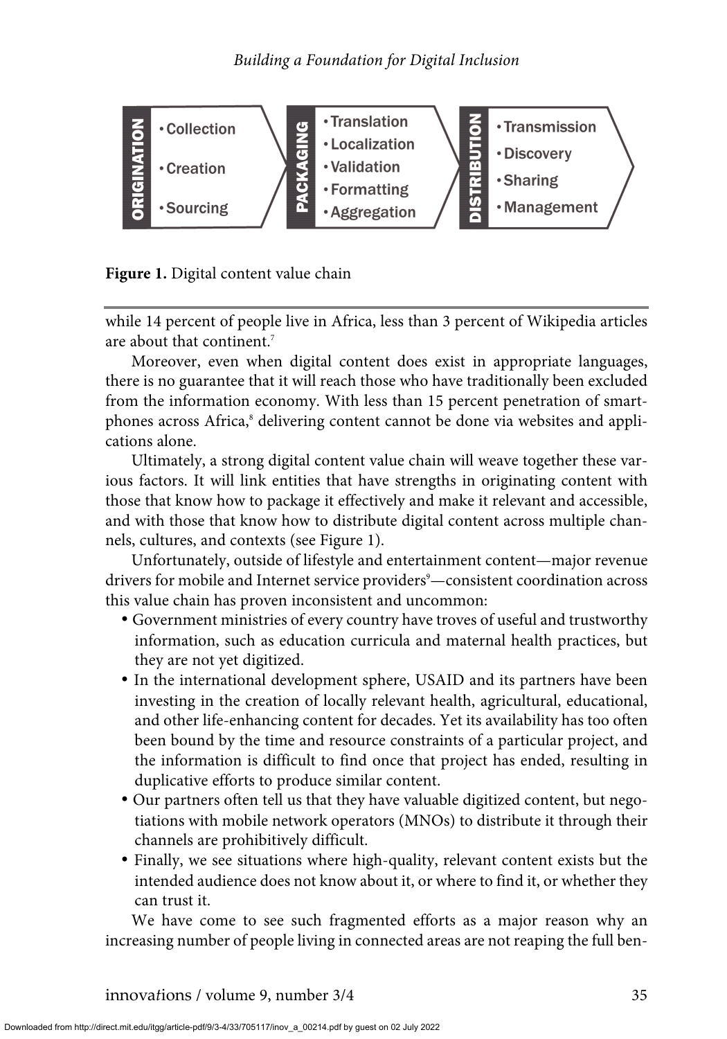| ORIGINATION | PACKAGING | DISTRIBUTION |
| --- | --- | --- |
| • Collection<br>• Creation<br>• Sourcing | • Translation<br>• Localization<br>• Validation<br>• Formatting<br>• Aggregation | • Transmission<br>• Discovery<br>• Sharing<br>• Management |

**Figure 1.** Digital content value chain

while 14 percent of people live in Africa, less than 3 percent of Wikipedia articles are about that continent.[7]

Moreover, even when digital content does exist in appropriate languages, there is no guarantee that it will reach those who have traditionally been excluded from the information economy. With less than 15 percent penetration of smartphones across Africa,[8] delivering content cannot be done via websites and applications alone.

Ultimately, a strong digital content value chain will weave together these various factors. It will link entities that have strengths in originating content with those that know how to package it effectively and make it relevant and accessible, and with those that know how to distribute digital content across multiple channels, cultures, and contexts (see Figure 1).

Unfortunately, outside of lifestyle and entertainment content—major revenue drivers for mobile and Internet service providers[9]—consistent coordination across this value chain has proven inconsistent and uncommon:

- Government ministries of every country have troves of useful and trustworthy information, such as education curricula and maternal health practices, but they are not yet digitized.
- In the international development sphere, USAID and its partners have been investing in the creation of locally relevant health, agricultural, educational, and other life-enhancing content for decades. Yet its availability has too often been bound by the time and resource constraints of a particular project, and the information is difficult to find once that project has ended, resulting in duplicative efforts to produce similar content.
- Our partners often tell us that they have valuable digitized content, but negotiations with mobile network operators (MNOs) to distribute it through their channels are prohibitively difficult.
- Finally, we see situations where high-quality, relevant content exists but the intended audience does not know about it, or where to find it, or whether they can trust it.

We have come to see such fragmented efforts as a major reason why an increasing number of people living in connected areas are not reaping the full ben-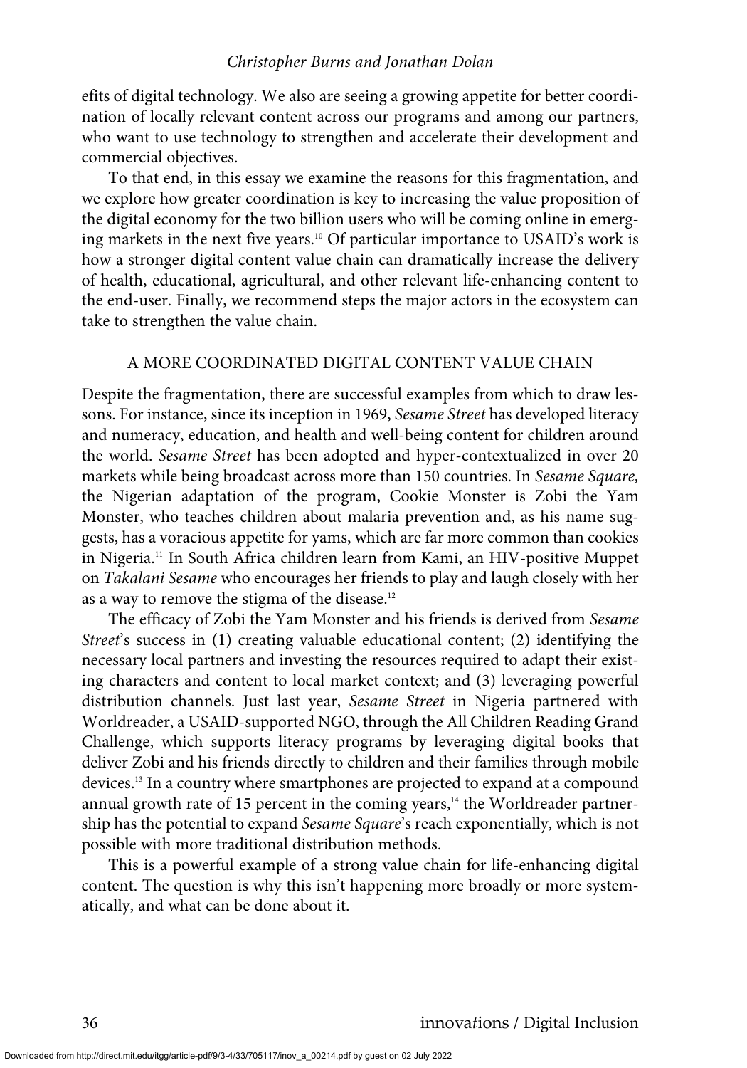efits of digital technology. We also are seeing a growing appetite for better coordination of locally relevant content across our programs and among our partners, who want to use technology to strengthen and accelerate their development and commercial objectives.

To that end, in this essay we examine the reasons for this fragmentation, and we explore how greater coordination is key to increasing the value proposition of the digital economy for the two billion users who will be coming online in emerging markets in the next five years.[10] Of particular importance to USAID's work is how a stronger digital content value chain can dramatically increase the delivery of health, educational, agricultural, and other relevant life-enhancing content to the end-user. Finally, we recommend steps the major actors in the ecosystem can take to strengthen the value chain.

## A MORE COORDINATED DIGITAL CONTENT VALUE CHAIN

Despite the fragmentation, there are successful examples from which to draw lessons. For instance, since its inception in 1969, *Sesame Street* has developed literacy and numeracy, education, and health and well-being content for children around the world. *Sesame Street* has been adopted and hyper-contextualized in over 20 markets while being broadcast across more than 150 countries. In *Sesame Square,* the Nigerian adaptation of the program, Cookie Monster is Zobi the Yam Monster, who teaches children about malaria prevention and, as his name suggests, has a voracious appetite for yams, which are far more common than cookies in Nigeria.[11] In South Africa children learn from Kami, an HIV-positive Muppet on *Takalani Sesame* who encourages her friends to play and laugh closely with her as a way to remove the stigma of the disease.[12]

The efficacy of Zobi the Yam Monster and his friends is derived from *Sesame Street*'s success in (1) creating valuable educational content; (2) identifying the necessary local partners and investing the resources required to adapt their existing characters and content to local market context; and (3) leveraging powerful distribution channels. Just last year, *Sesame Street* in Nigeria partnered with Worldreader, a USAID-supported NGO, through the All Children Reading Grand Challenge, which supports literacy programs by leveraging digital books that deliver Zobi and his friends directly to children and their families through mobile devices.[13] In a country where smartphones are projected to expand at a compound annual growth rate of 15 percent in the coming years,[14] the Worldreader partnership has the potential to expand *Sesame Square*'s reach exponentially, which is not possible with more traditional distribution methods.

This is a powerful example of a strong value chain for life-enhancing digital content. The question is why this isn't happening more broadly or more systematically, and what can be done about it.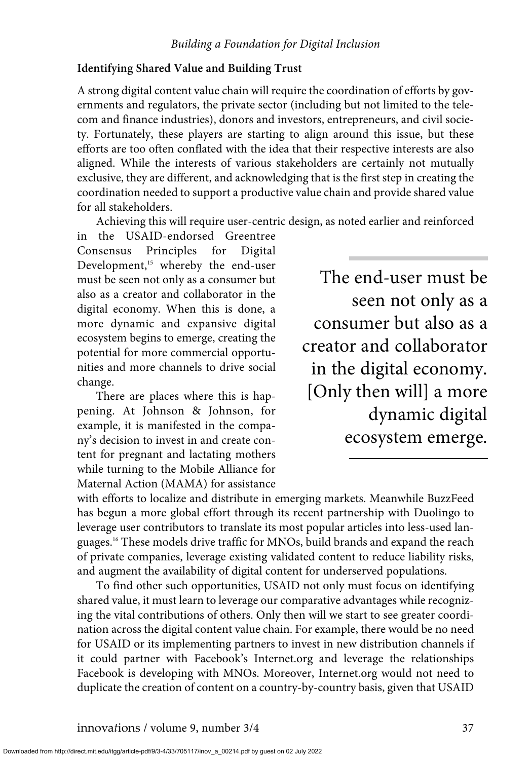### Identifying Shared Value and Building Trust

A strong digital content value chain will require the coordination of efforts by governments and regulators, the private sector (including but not limited to the telecom and finance industries), donors and investors, entrepreneurs, and civil society. Fortunately, these players are starting to align around this issue, but these efforts are too often conflated with the idea that their respective interests are also aligned. While the interests of various stakeholders are certainly not mutually exclusive, they are different, and acknowledging that is the first step in creating the coordination needed to support a productive value chain and provide shared value for all stakeholders.

Achieving this will require user-centric design, as noted earlier and reinforced in the USAID-endorsed Greentree Consensus Principles for Digital Development,[15] whereby the end-user must be seen not only as a consumer but also as a creator and collaborator in the digital economy. When this is done, a more dynamic and expansive digital ecosystem begins to emerge, creating the potential for more commercial opportunities and more channels to drive social change.

> The end-user must be seen not only as a consumer but also as a creator and collaborator in the digital economy. [Only then will] a more dynamic digital ecosystem emerge.

There are places where this is happening. At Johnson & Johnson, for example, it is manifested in the company's decision to invest in and create content for pregnant and lactating mothers while turning to the Mobile Alliance for Maternal Action (MAMA) for assistance with efforts to localize and distribute in emerging markets. Meanwhile BuzzFeed has begun a more global effort through its recent partnership with Duolingo to leverage user contributors to translate its most popular articles into less-used languages.[16] These models drive traffic for MNOs, build brands and expand the reach of private companies, leverage existing validated content to reduce liability risks, and augment the availability of digital content for underserved populations.

To find other such opportunities, USAID not only must focus on identifying shared value, it must learn to leverage our comparative advantages while recognizing the vital contributions of others. Only then will we start to see greater coordination across the digital content value chain. For example, there would be no need for USAID or its implementing partners to invest in new distribution channels if it could partner with Facebook's Internet.org and leverage the relationships Facebook is developing with MNOs. Moreover, Internet.org would not need to duplicate the creation of content on a country-by-country basis, given that USAID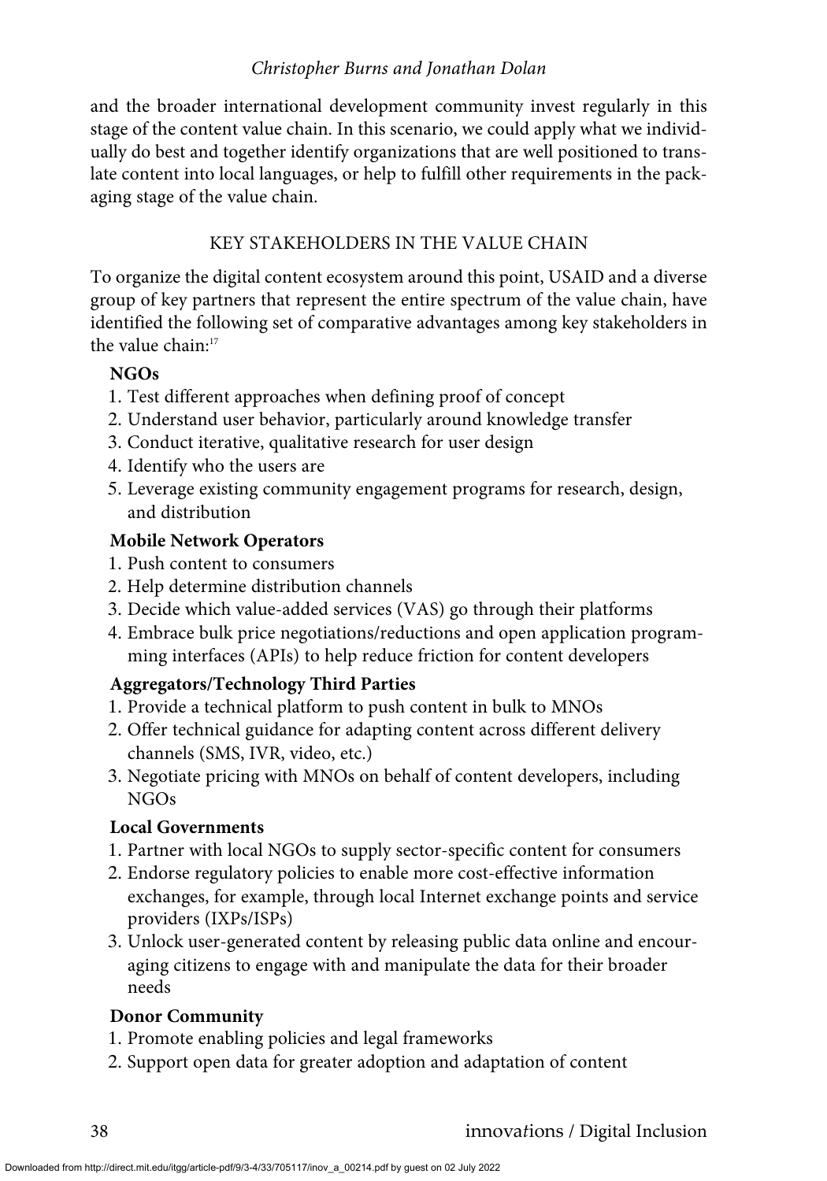and the broader international development community invest regularly in this stage of the content value chain. In this scenario, we could apply what we individually do best and together identify organizations that are well positioned to translate content into local languages, or help to fulfill other requirements in the packaging stage of the value chain.

## KEY STAKEHOLDERS IN THE VALUE CHAIN

To organize the digital content ecosystem around this point, USAID and a diverse group of key partners that represent the entire spectrum of the value chain, have identified the following set of comparative advantages among key stakeholders in the value chain:[17]

**NGOs**

1. Test different approaches when defining proof of concept
2. Understand user behavior, particularly around knowledge transfer
3. Conduct iterative, qualitative research for user design
4. Identify who the users are
5. Leverage existing community engagement programs for research, design, and distribution

**Mobile Network Operators**

1. Push content to consumers
2. Help determine distribution channels
3. Decide which value-added services (VAS) go through their platforms
4. Embrace bulk price negotiations/reductions and open application programming interfaces (APIs) to help reduce friction for content developers

**Aggregators/Technology Third Parties**

1. Provide a technical platform to push content in bulk to MNOs
2. Offer technical guidance for adapting content across different delivery channels (SMS, IVR, video, etc.)
3. Negotiate pricing with MNOs on behalf of content developers, including NGOs

**Local Governments**

1. Partner with local NGOs to supply sector-specific content for consumers
2. Endorse regulatory policies to enable more cost-effective information exchanges, for example, through local Internet exchange points and service providers (IXPs/ISPs)
3. Unlock user-generated content by releasing public data online and encouraging citizens to engage with and manipulate the data for their broader needs

**Donor Community**

1. Promote enabling policies and legal frameworks
2. Support open data for greater adoption and adaptation of content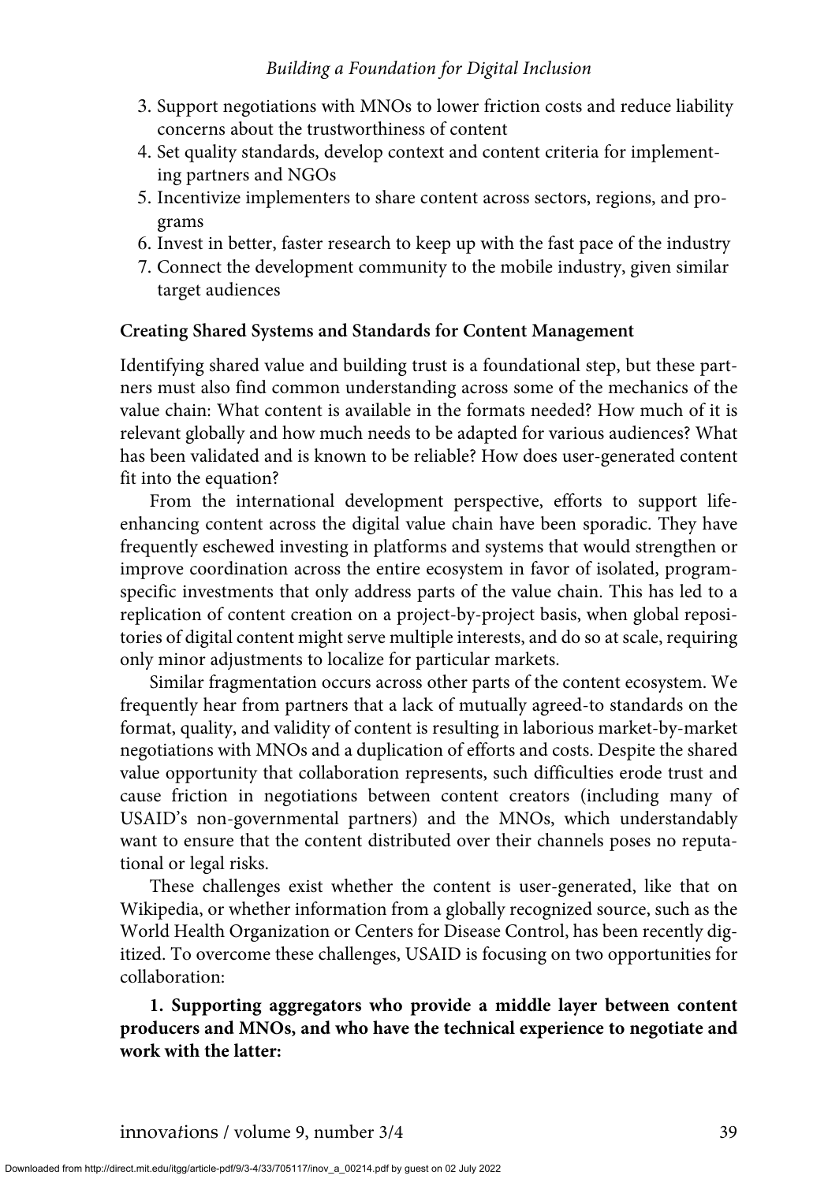3. Support negotiations with MNOs to lower friction costs and reduce liability concerns about the trustworthiness of content
4. Set quality standards, develop context and content criteria for implementing partners and NGOs
5. Incentivize implementers to share content across sectors, regions, and programs
6. Invest in better, faster research to keep up with the fast pace of the industry
7. Connect the development community to the mobile industry, given similar target audiences

**Creating Shared Systems and Standards for Content Management**

Identifying shared value and building trust is a foundational step, but these partners must also find common understanding across some of the mechanics of the value chain: What content is available in the formats needed? How much of it is relevant globally and how much needs to be adapted for various audiences? What has been validated and is known to be reliable? How does user-generated content fit into the equation?

From the international development perspective, efforts to support life-enhancing content across the digital value chain have been sporadic. They have frequently eschewed investing in platforms and systems that would strengthen or improve coordination across the entire ecosystem in favor of isolated, program-specific investments that only address parts of the value chain. This has led to a replication of content creation on a project-by-project basis, when global repositories of digital content might serve multiple interests, and do so at scale, requiring only minor adjustments to localize for particular markets.

Similar fragmentation occurs across other parts of the content ecosystem. We frequently hear from partners that a lack of mutually agreed-to standards on the format, quality, and validity of content is resulting in laborious market-by-market negotiations with MNOs and a duplication of efforts and costs. Despite the shared value opportunity that collaboration represents, such difficulties erode trust and cause friction in negotiations between content creators (including many of USAID's non-governmental partners) and the MNOs, which understandably want to ensure that the content distributed over their channels poses no reputational or legal risks.

These challenges exist whether the content is user-generated, like that on Wikipedia, or whether information from a globally recognized source, such as the World Health Organization or Centers for Disease Control, has been recently digitized. To overcome these challenges, USAID is focusing on two opportunities for collaboration:

**1. Supporting aggregators who provide a middle layer between content producers and MNOs, and who have the technical experience to negotiate and work with the latter:**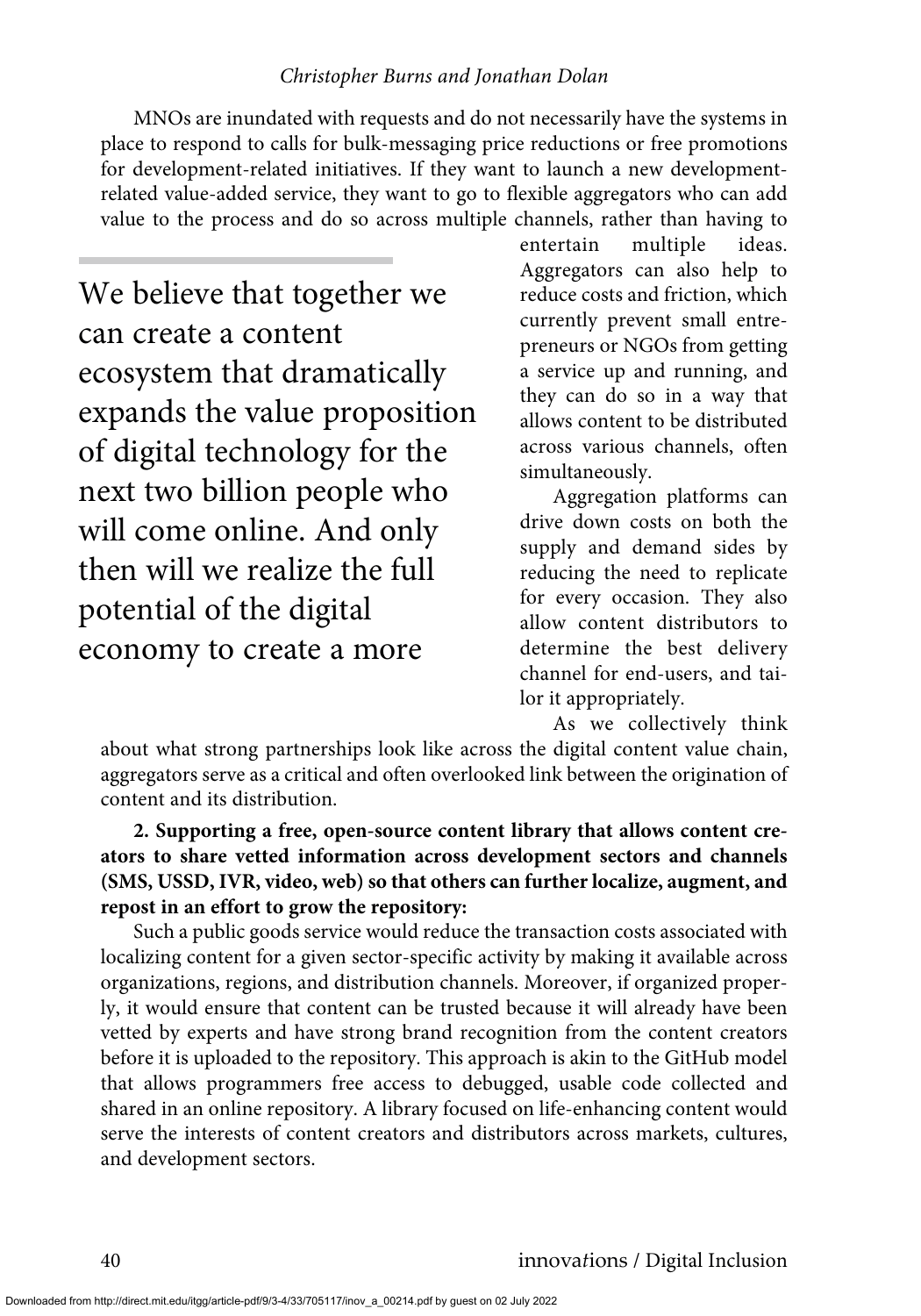MNOs are inundated with requests and do not necessarily have the systems in place to respond to calls for bulk-messaging price reductions or free promotions for development-related initiatives. If they want to launch a new development-related value-added service, they want to go to flexible aggregators who can add value to the process and do so across multiple channels, rather than having to entertain multiple ideas. Aggregators can also help to reduce costs and friction, which currently prevent small entrepreneurs or NGOs from getting a service up and running, and they can do so in a way that allows content to be distributed across various channels, often simultaneously.

> We believe that together we can create a content ecosystem that dramatically expands the value proposition of digital technology for the next two billion people who will come online. And only then will we realize the full potential of the digital economy to create a more

Aggregation platforms can drive down costs on both the supply and demand sides by reducing the need to replicate for every occasion. They also allow content distributors to determine the best delivery channel for end-users, and tailor it appropriately.

As we collectively think about what strong partnerships look like across the digital content value chain, aggregators serve as a critical and often overlooked link between the origination of content and its distribution.

**2. Supporting a free, open-source content library that allows content creators to share vetted information across development sectors and channels (SMS, USSD, IVR, video, web) so that others can further localize, augment, and repost in an effort to grow the repository:**

Such a public goods service would reduce the transaction costs associated with localizing content for a given sector-specific activity by making it available across organizations, regions, and distribution channels. Moreover, if organized properly, it would ensure that content can be trusted because it will already have been vetted by experts and have strong brand recognition from the content creators before it is uploaded to the repository. This approach is akin to the GitHub model that allows programmers free access to debugged, usable code collected and shared in an online repository. A library focused on life-enhancing content would serve the interests of content creators and distributors across markets, cultures, and development sectors.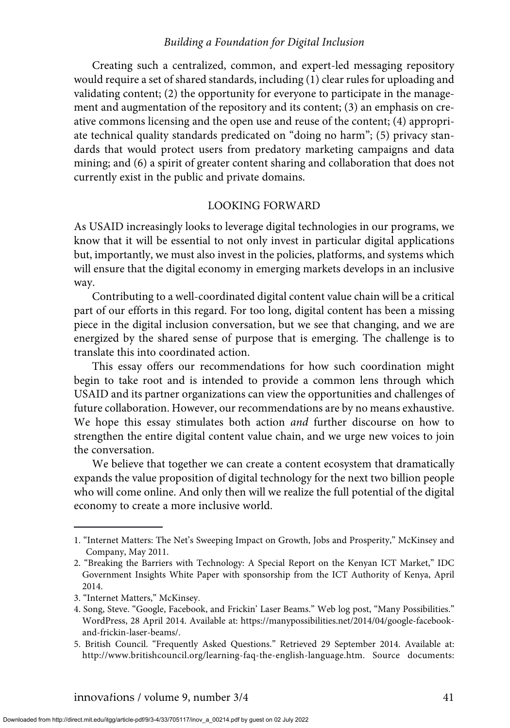Creating such a centralized, common, and expert-led messaging repository would require a set of shared standards, including (1) clear rules for uploading and validating content; (2) the opportunity for everyone to participate in the management and augmentation of the repository and its content; (3) an emphasis on creative commons licensing and the open use and reuse of the content; (4) appropriate technical quality standards predicated on "doing no harm"; (5) privacy standards that would protect users from predatory marketing campaigns and data mining; and (6) a spirit of greater content sharing and collaboration that does not currently exist in the public and private domains.

## LOOKING FORWARD

As USAID increasingly looks to leverage digital technologies in our programs, we know that it will be essential to not only invest in particular digital applications but, importantly, we must also invest in the policies, platforms, and systems which will ensure that the digital economy in emerging markets develops in an inclusive way.

Contributing to a well-coordinated digital content value chain will be a critical part of our efforts in this regard. For too long, digital content has been a missing piece in the digital inclusion conversation, but we see that changing, and we are energized by the shared sense of purpose that is emerging. The challenge is to translate this into coordinated action.

This essay offers our recommendations for how such coordination might begin to take root and is intended to provide a common lens through which USAID and its partner organizations can view the opportunities and challenges of future collaboration. However, our recommendations are by no means exhaustive. We hope this essay stimulates both action *and* further discourse on how to strengthen the entire digital content value chain, and we urge new voices to join the conversation.

We believe that together we can create a content ecosystem that dramatically expands the value proposition of digital technology for the next two billion people who will come online. And only then will we realize the full potential of the digital economy to create a more inclusive world.

---

1. "Internet Matters: The Net's Sweeping Impact on Growth, Jobs and Prosperity," McKinsey and Company, May 2011.
2. "Breaking the Barriers with Technology: A Special Report on the Kenyan ICT Market," IDC Government Insights White Paper with sponsorship from the ICT Authority of Kenya, April 2014.
3. "Internet Matters," McKinsey.
4. Song, Steve. "Google, Facebook, and Frickin' Laser Beams." Web log post, "Many Possibilities." WordPress, 28 April 2014. Available at: https://manypossibilities.net/2014/04/google-facebook-and-frickin-laser-beams/.
5. British Council. "Frequently Asked Questions." Retrieved 29 September 2014. Available at: http://www.britishcouncil.org/learning-faq-the-english-language.htm. Source documents: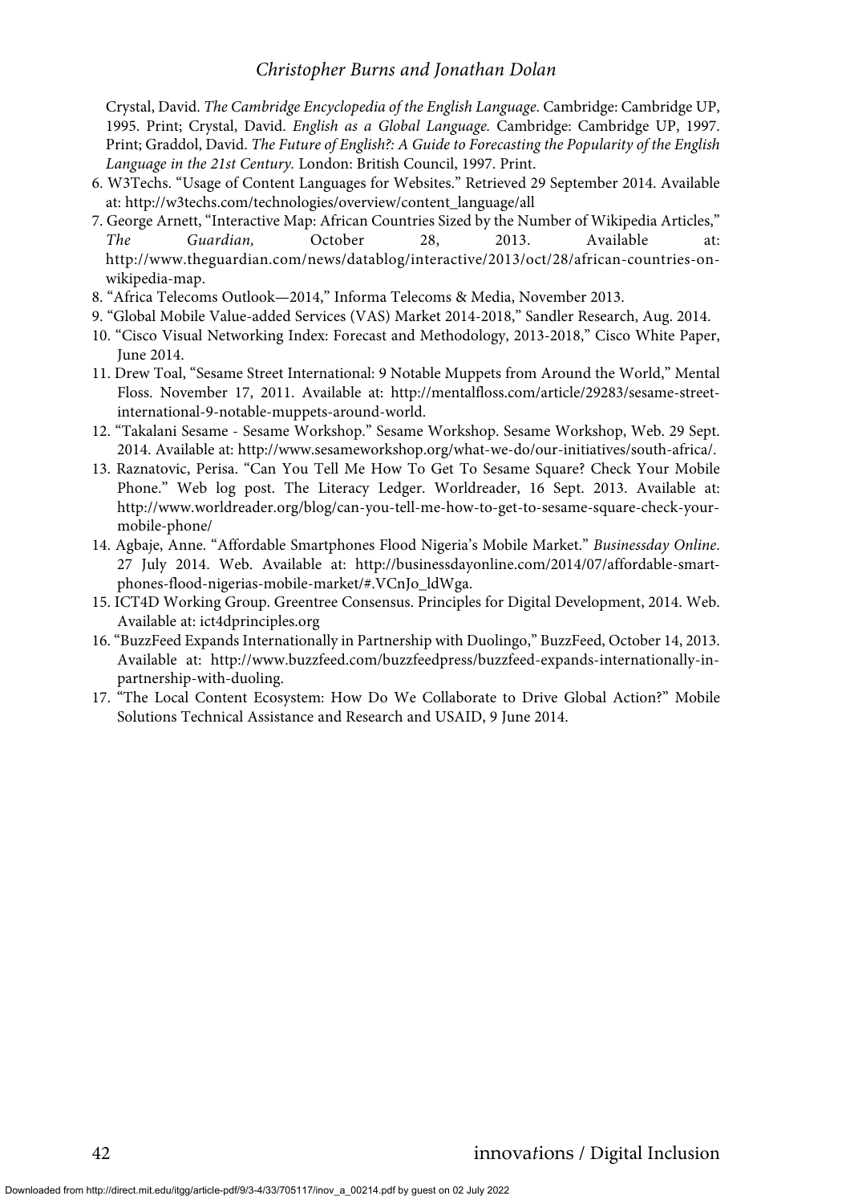Crystal, David. *The Cambridge Encyclopedia of the English Language*. Cambridge: Cambridge UP, 1995. Print; Crystal, David. *English as a Global Language.* Cambridge: Cambridge UP, 1997. Print; Graddol, David. *The Future of English?: A Guide to Forecasting the Popularity of the English Language in the 21st Century.* London: British Council, 1997. Print.

6. W3Techs. "Usage of Content Languages for Websites." Retrieved 29 September 2014. Available at: http://w3techs.com/technologies/overview/content_language/all
7. George Arnett, "Interactive Map: African Countries Sized by the Number of Wikipedia Articles," *The Guardian,* October 28, 2013. Available at: http://www.theguardian.com/news/datablog/interactive/2013/oct/28/african-countries-on-wikipedia-map.
8. "Africa Telecoms Outlook—2014," Informa Telecoms & Media, November 2013.
9. "Global Mobile Value-added Services (VAS) Market 2014-2018," Sandler Research, Aug. 2014.
10. "Cisco Visual Networking Index: Forecast and Methodology, 2013-2018," Cisco White Paper, June 2014.
11. Drew Toal, "Sesame Street International: 9 Notable Muppets from Around the World," Mental Floss. November 17, 2011. Available at: http://mentalfloss.com/article/29283/sesame-street-international-9-notable-muppets-around-world.
12. "Takalani Sesame - Sesame Workshop." Sesame Workshop. Sesame Workshop, Web. 29 Sept. 2014. Available at: http://www.sesameworkshop.org/what-we-do/our-initiatives/south-africa/.
13. Raznatovic, Perisa. "Can You Tell Me How To Get To Sesame Square? Check Your Mobile Phone." Web log post. The Literacy Ledger. Worldreader, 16 Sept. 2013. Available at: http://www.worldreader.org/blog/can-you-tell-me-how-to-get-to-sesame-square-check-your-mobile-phone/
14. Agbaje, Anne. "Affordable Smartphones Flood Nigeria's Mobile Market." *Businessday Online*. 27 July 2014. Web. Available at: http://businessdayonline.com/2014/07/affordable-smart-phones-flood-nigerias-mobile-market/#.VCnJo_ldWga.
15. ICT4D Working Group. Greentree Consensus. Principles for Digital Development, 2014. Web. Available at: ict4dprinciples.org
16. "BuzzFeed Expands Internationally in Partnership with Duolingo," BuzzFeed, October 14, 2013. Available at: http://www.buzzfeed.com/buzzfeedpress/buzzfeed-expands-internationally-in-partnership-with-duoling.
17. "The Local Content Ecosystem: How Do We Collaborate to Drive Global Action?" Mobile Solutions Technical Assistance and Research and USAID, 9 June 2014.